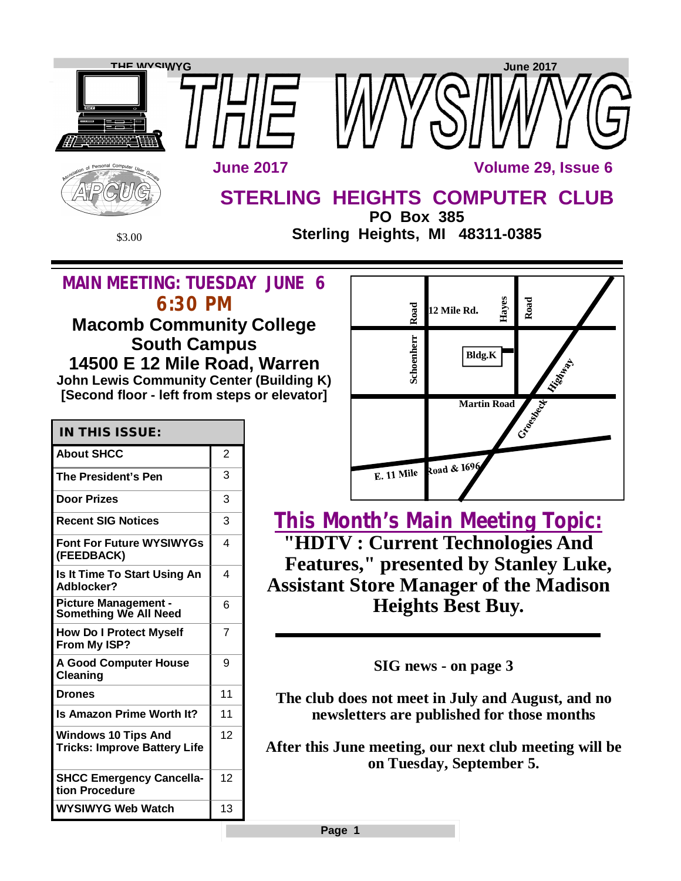# THE WYSIWYG

**June 2017** — **Volume 29, Issue 6**

## STERLING HEIGHTS COMPUTER CLUB

**PO Box 385**
**Sterling Heights, MI 48311-0385**

$3.00

## MAIN MEETING: TUESDAY JUNE 6
## 6:30 PM

**Macomb Community College**
**South Campus**
**14500 E 12 Mile Road, Warren**
**John Lewis Community Center (Building K)**
**[Second floor - left from steps or elevator]**

12 Mile Rd. | Schoenherr Road | Hayes Road | Bldg.K | Martin Road | Groesbeck Highway | E. 11 Mile Road & 1696

| IN THIS ISSUE: | |
|---|---|
| About SHCC | 2 |
| The President's Pen | 3 |
| Door Prizes | 3 |
| Recent SIG Notices | 3 |
| Font For Future WYSIWYGs (FEEDBACK) | 4 |
| Is It Time To Start Using An Adblocker? | 4 |
| Picture Management - Something We All Need | 6 |
| How Do I Protect Myself From My ISP? | 7 |
| A Good Computer House Cleaning | 9 |
| Drones | 11 |
| Is Amazon Prime Worth It? | 11 |
| Windows 10 Tips And Tricks: Improve Battery Life | 12 |
| SHCC Emergency Cancellation Procedure | 12 |
| WYSIWYG Web Watch | 13 |

## This Month's Main Meeting Topic:

**"HDTV : Current Technologies And Features," presented by Stanley Luke, Assistant Store Manager of the Madison Heights Best Buy.**

---

**SIG news - on page 3**

**The club does not meet in July and August, and no newsletters are published for those months**

**After this June meeting, our next club meeting will be on Tuesday, September 5.**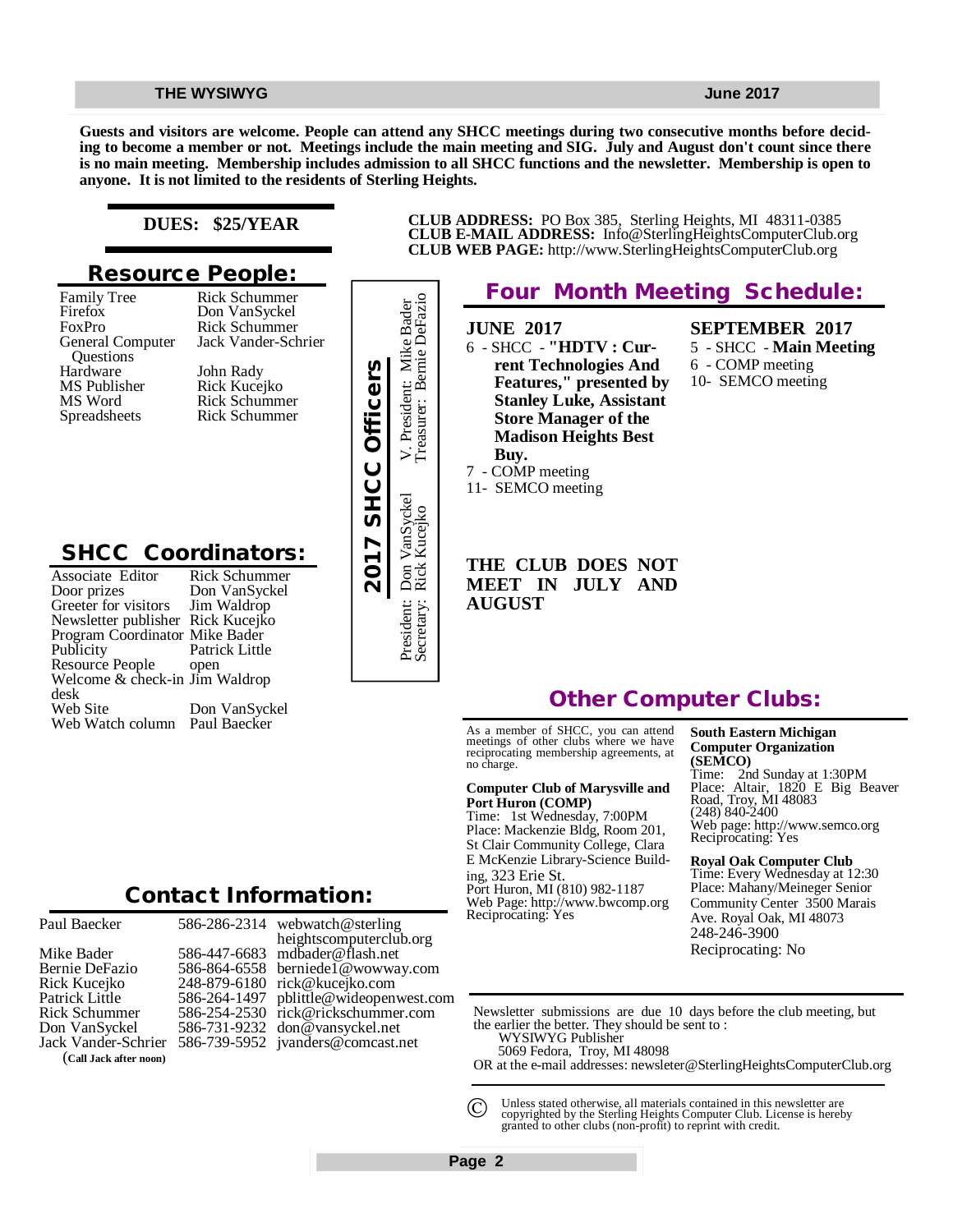**Guests and visitors are welcome. People can attend any SHCC meetings during two consecutive months before deciding to become a member or not. Meetings include the main meeting and SIG. July and August don't count since there is no main meeting. Membership includes admission to all SHCC functions and the newsletter. Membership is open to anyone. It is not limited to the residents of Sterling Heights.**

**DUES: $25/YEAR**

**CLUB ADDRESS:** PO Box 385, Sterling Heights, MI 48311-0385
**CLUB E-MAIL ADDRESS:** Info@SterlingHeightsComputerClub.org
**CLUB WEB PAGE:** http://www.SterlingHeightsComputerClub.org

## Resource People:

| | |
|---|---|
| Family Tree | Rick Schummer |
| Firefox | Don VanSyckel |
| FoxPro | Rick Schummer |
| General Computer Questions | Jack Vander-Schrier |
| Hardware | John Rady |
| MS Publisher | Rick Kucejko |
| MS Word | Rick Schummer |
| Spreadsheets | Rick Schummer |

## 2017 SHCC Officers

President: Don VanSyckel
Secretary: Rick Kucejko
V. President: Mike Bader
Treasurer: Bernie DeFazio

## SHCC Coordinators:

| | |
|---|---|
| Associate Editor | Rick Schummer |
| Door prizes | Don VanSyckel |
| Greeter for visitors | Jim Waldrop |
| Newsletter publisher | Rick Kucejko |
| Program Coordinator | Mike Bader |
| Publicity | Patrick Little |
| Resource People | open |
| Welcome & check-in desk | Jim Waldrop |
| Web Site | Don VanSyckel |
| Web Watch column | Paul Baecker |

## Four Month Meeting Schedule:

**JUNE 2017**

6 - SHCC - **"HDTV : Current Technologies And Features," presented by Stanley Luke, Assistant Store Manager of the Madison Heights Best Buy.**
7 - COMP meeting
11- SEMCO meeting

**SEPTEMBER 2017**

5 - SHCC - **Main Meeting**
6 - COMP meeting
10- SEMCO meeting

**THE CLUB DOES NOT MEET IN JULY AND AUGUST**

## Contact Information:

| | | |
|---|---|---|
| Paul Baecker | 586-286-2314 | webwatch@sterlingheightscomputerclub.org |
| Mike Bader | 586-447-6683 | mdbader@flash.net |
| Bernie DeFazio | 586-864-6558 | berniede1@wowway.com |
| Rick Kucejko | 248-879-6180 | rick@kucejko.com |
| Patrick Little | 586-264-1497 | pblittle@wideopenwest.com |
| Rick Schummer | 586-254-2530 | rick@rickschummer.com |
| Don VanSyckel | 586-731-9232 | don@vansyckel.net |
| Jack Vander-Schrier (**Call Jack after noon**) | 586-739-5952 | jvanders@comcast.net |

## Other Computer Clubs:

As a member of SHCC, you can attend meetings of other clubs where we have reciprocating membership agreements, at no charge.

**Computer Club of Marysville and Port Huron (COMP)**
Time: 1st Wednesday, 7:00PM
Place: Mackenzie Bldg, Room 201, St Clair Community College, Clara E McKenzie Library-Science Building, 323 Erie St.
Port Huron, MI (810) 982-1187
Web Page: http://www.bwcomp.org
Reciprocating: Yes

**South Eastern Michigan Computer Organization (SEMCO)**
Time: 2nd Sunday at 1:30PM
Place: Altair, 1820 E Big Beaver Road, Troy, MI 48083
(248) 840-2400
Web page: http://www.semco.org
Reciprocating: Yes

**Royal Oak Computer Club**
Time: Every Wednesday at 12:30
Place: Mahany/Meineger Senior Community Center 3500 Marais Ave. Royal Oak, MI 48073
248-246-3900
Reciprocating: No

Newsletter submissions are due 10 days before the club meeting, but the earlier the better. They should be sent to :
WYSIWYG Publisher
5069 Fedora, Troy, MI 48098
OR at the e-mail addresses: newsleter@SterlingHeightsComputerClub.org

© Unless stated otherwise, all materials contained in this newsletter are copyrighted by the Sterling Heights Computer Club. License is hereby granted to other clubs (non-profit) to reprint with credit.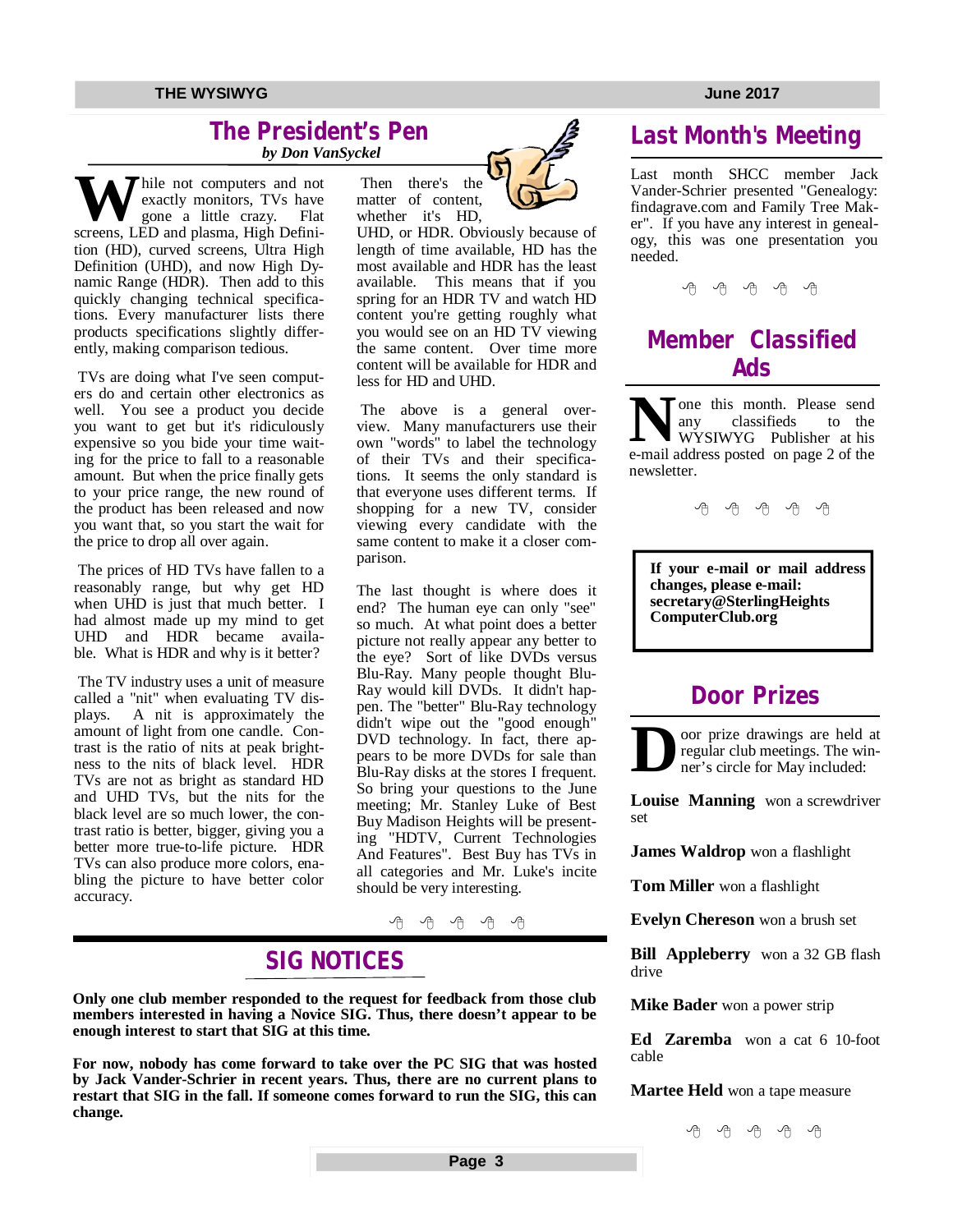## The President's Pen

*by Don VanSyckel*

While not computers and not exactly monitors, TVs have gone a little crazy. Flat screens, LED and plasma, High Definition (HD), curved screens, Ultra High Definition (UHD), and now High Dynamic Range (HDR). Then add to this quickly changing technical specifications. Every manufacturer lists there products specifications slightly differently, making comparison tedious.

TVs are doing what I've seen computers do and certain other electronics as well. You see a product you decide you want to get but it's ridiculously expensive so you bide your time waiting for the price to fall to a reasonable amount. But when the price finally gets to your price range, the new round of the product has been released and now you want that, so you start the wait for the price to drop all over again.

The prices of HD TVs have fallen to a reasonably range, but why get HD when UHD is just that much better. I had almost made up my mind to get UHD and HDR became available. What is HDR and why is it better?

The TV industry uses a unit of measure called a "nit" when evaluating TV displays. A nit is approximately the amount of light from one candle. Contrast is the ratio of nits at peak brightness to the nits of black level. HDR TVs are not as bright as standard HD and UHD TVs, but the nits for the black level are so much lower, the contrast ratio is better, bigger, giving you a better more true-to-life picture. HDR TVs can also produce more colors, enabling the picture to have better color accuracy.

Then there's the matter of content, whether it's HD, UHD, or HDR. Obviously because of length of time available, HD has the most available and HDR has the least available. This means that if you spring for an HDR TV and watch HD content you're getting roughly what you would see on an HD TV viewing the same content. Over time more content will be available for HDR and less for HD and UHD.

The above is a general overview. Many manufacturers use their own "words" to label the technology of their TVs and their specifications. It seems the only standard is that everyone uses different terms. If shopping for a new TV, consider viewing every candidate with the same content to make it a closer comparison.

The last thought is where does it end? The human eye can only "see" so much. At what point does a better picture not really appear any better to the eye? Sort of like DVDs versus Blu-Ray. Many people thought Blu-Ray would kill DVDs. It didn't happen. The "better" Blu-Ray technology didn't wipe out the "good enough" DVD technology. In fact, there appears to be more DVDs for sale than Blu-Ray disks at the stores I frequent. So bring your questions to the June meeting; Mr. Stanley Luke of Best Buy Madison Heights will be presenting "HDTV, Current Technologies And Features". Best Buy has TVs in all categories and Mr. Luke's incite should be very interesting.

## SIG NOTICES

**Only one club member responded to the request for feedback from those club members interested in having a Novice SIG. Thus, there doesn't appear to be enough interest to start that SIG at this time.**

**For now, nobody has come forward to take over the PC SIG that was hosted by Jack Vander-Schrier in recent years. Thus, there are no current plans to restart that SIG in the fall. If someone comes forward to run the SIG, this can change.**

## Last Month's Meeting

Last month SHCC member Jack Vander-Schrier presented "Genealogy: findagrave.com and Family Tree Maker". If you have any interest in genealogy, this was one presentation you needed.

## Member Classified Ads

None this month. Please send any classifieds to the WYSIWYG Publisher at his e-mail address posted on page 2 of the newsletter.

**If your e-mail or mail address changes, please e-mail: secretary@SterlingHeightsComputerClub.org**

## Door Prizes

Door prize drawings are held at regular club meetings. The winner's circle for May included:

**Louise Manning** won a screwdriver set

**James Waldrop** won a flashlight

**Tom Miller** won a flashlight

**Evelyn Chereson** won a brush set

**Bill Appleberry** won a 32 GB flash drive

**Mike Bader** won a power strip

**Ed Zaremba** won a cat 6 10-foot cable

**Martee Held** won a tape measure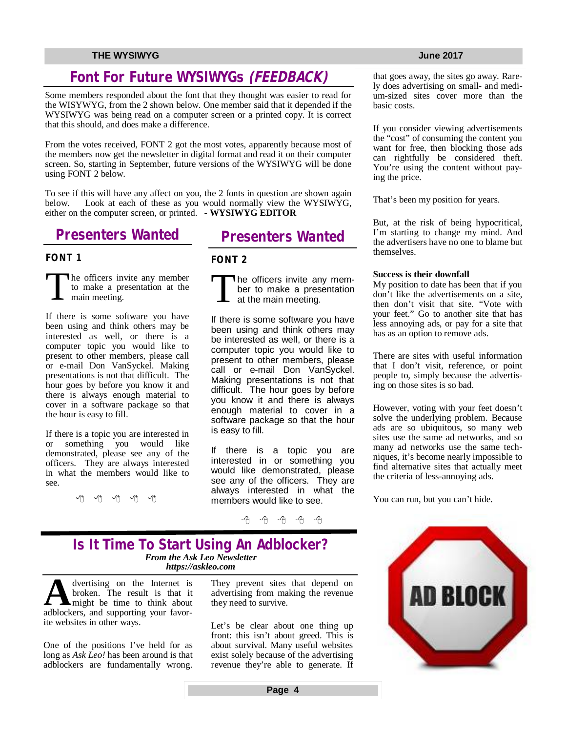## Font For Future WYSIWYGs *(FEEDBACK)*

Some members responded about the font that they thought was easier to read for the WISYWYG, from the 2 shown below. One member said that it depended if the WYSIWYG was being read on a computer screen or a printed copy. It is correct that this should, and does make a difference.

From the votes received, FONT 2 got the most votes, apparently because most of the members now get the newsletter in digital format and read it on their computer screen. So, starting in September, future versions of the WYSIWYG will be done using FONT 2 below.

To see if this will have any affect on you, the 2 fonts in question are shown again below. Look at each of these as you would normally view the WYSIWYG, either on the computer screen, or printed. **- WYSIWYG EDITOR**

### Presenters Wanted

**FONT 1**

The officers invite any member to make a presentation at the main meeting.

If there is some software you have been using and think others may be interested as well, or there is a computer topic you would like to present to other members, please call or e-mail Don VanSyckel. Making presentations is not that difficult. The hour goes by before you know it and there is always enough material to cover in a software package so that the hour is easy to fill.

If there is a topic you are interested in or something you would like demonstrated, please see any of the officers. They are always interested in what the members would like to see.

### Presenters Wanted

**FONT 2**

The officers invite any member to make a presentation at the main meeting.

If there is some software you have been using and think others may be interested as well, or there is a computer topic you would like to present to other members, please call or e-mail Don VanSyckel. Making presentations is not that difficult. The hour goes by before you know it and there is always enough material to cover in a software package so that the hour is easy to fill.

If there is a topic you are interested in or something you would like demonstrated, please see any of the officers. They are always interested in what the members would like to see.

## Is It Time To Start Using An Adblocker?

***From the Ask Leo Newsletter***
***https://askleo.com***

Advertising on the Internet is broken. The result is that it might be time to think about adblockers, and supporting your favorite websites in other ways.

One of the positions I've held for as long as *Ask Leo!* has been around is that adblockers are fundamentally wrong. They prevent sites that depend on advertising from making the revenue they need to survive.

Let's be clear about one thing up front: this isn't about greed. This is about survival. Many useful websites exist solely because of the advertising revenue they're able to generate. If that goes away, the sites go away. Rarely does advertising on small- and medium-sized sites cover more than the basic costs.

If you consider viewing advertisements the "cost" of consuming the content you want for free, then blocking those ads can rightfully be considered theft. You're using the content without paying the price.

That's been my position for years.

But, at the risk of being hypocritical, I'm starting to change my mind. And the advertisers have no one to blame but themselves.

**Success is their downfall**

My position to date has been that if you don't like the advertisements on a site, then don't visit that site. "Vote with your feet." Go to another site that has less annoying ads, or pay for a site that has as an option to remove ads.

There are sites with useful information that I don't visit, reference, or point people to, simply because the advertising on those sites is so bad.

However, voting with your feet doesn't solve the underlying problem. Because ads are so ubiquitous, so many web sites use the same ad networks, and so many ad networks use the same techniques, it's become nearly impossible to find alternative sites that actually meet the criteria of less-annoying ads.

You can run, but you can't hide.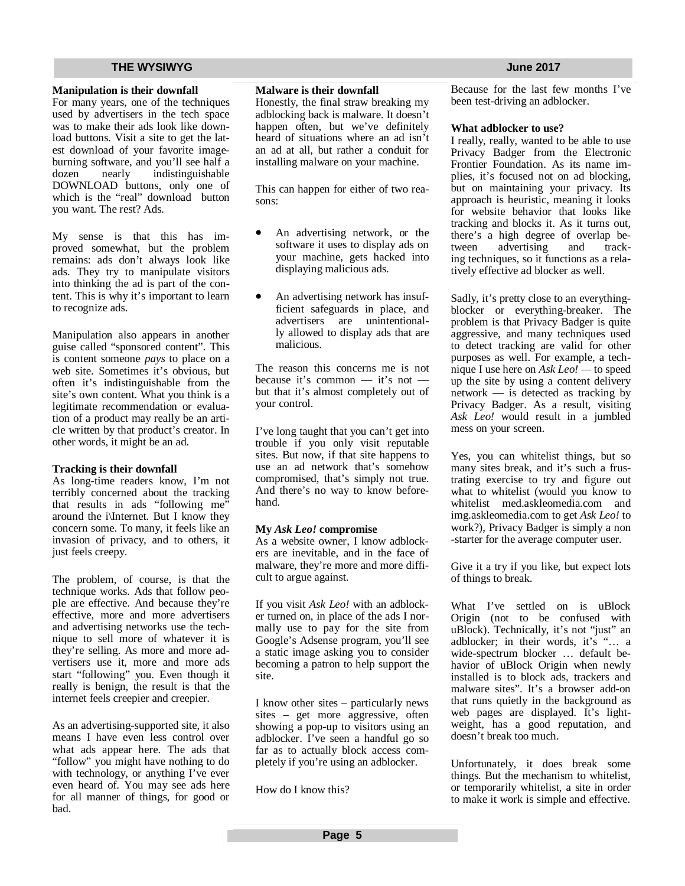**Manipulation is their downfall**

For many years, one of the techniques used by advertisers in the tech space was to make their ads look like download buttons. Visit a site to get the latest download of your favorite image-burning software, and you'll see half a dozen nearly indistinguishable DOWNLOAD buttons, only one of which is the "real" download button you want. The rest? Ads.

My sense is that this has improved somewhat, but the problem remains: ads don't always look like ads. They try to manipulate visitors into thinking the ad is part of the content. This is why it's important to learn to recognize ads.

Manipulation also appears in another guise called "sponsored content". This is content someone *pays* to place on a web site. Sometimes it's obvious, but often it's indistinguishable from the site's own content. What you think is a legitimate recommendation or evaluation of a product may really be an article written by that product's creator. In other words, it might be an ad.

**Tracking is their downfall**

As long-time readers know, I'm not terribly concerned about the tracking that results in ads "following me" around the i\Internet. But I know they concern some. To many, it feels like an invasion of privacy, and to others, it just feels creepy.

The problem, of course, is that the technique works. Ads that follow people are effective. And because they're effective, more and more advertisers and advertising networks use the technique to sell more of whatever it is they're selling. As more and more advertisers use it, more and more ads start "following" you. Even though it really is benign, the result is that the internet feels creepier and creepier.

As an advertising-supported site, it also means I have even less control over what ads appear here. The ads that "follow" you might have nothing to do with technology, or anything I've ever even heard of. You may see ads here for all manner of things, for good or bad.

**Malware is their downfall**

Honestly, the final straw breaking my adblocking back is malware. It doesn't happen often, but we've definitely heard of situations where an ad isn't an ad at all, but rather a conduit for installing malware on your machine.

This can happen for either of two reasons:

- An advertising network, or the software it uses to display ads on your machine, gets hacked into displaying malicious ads.
- An advertising network has insufficient safeguards in place, and advertisers are unintentionally allowed to display ads that are malicious.

The reason this concerns me is not because it's common — it's not — but that it's almost completely out of your control.

I've long taught that you can't get into trouble if you only visit reputable sites. But now, if that site happens to use an ad network that's somehow compromised, that's simply not true. And there's no way to know beforehand.

**My *Ask Leo!* compromise**

As a website owner, I know adblockers are inevitable, and in the face of malware, they're more and more difficult to argue against.

If you visit *Ask Leo!* with an adblocker turned on, in place of the ads I normally use to pay for the site from Google's Adsense program, you'll see a static image asking you to consider becoming a patron to help support the site.

I know other sites – particularly news sites – get more aggressive, often showing a pop-up to visitors using an adblocker. I've seen a handful go so far as to actually block access completely if you're using an adblocker.

How do I know this?

Because for the last few months I've been test-driving an adblocker.

**What adblocker to use?**

I really, really, wanted to be able to use Privacy Badger from the Electronic Frontier Foundation. As its name implies, it's focused not on ad blocking, but on maintaining your privacy. Its approach is heuristic, meaning it looks for website behavior that looks like tracking and blocks it. As it turns out, there's a high degree of overlap between advertising and tracking techniques, so it functions as a relatively effective ad blocker as well.

Sadly, it's pretty close to an everything-blocker or everything-breaker. The problem is that Privacy Badger is quite aggressive, and many techniques used to detect tracking are valid for other purposes as well. For example, a technique I use here on *Ask Leo!* — to speed up the site by using a content delivery network — is detected as tracking by Privacy Badger. As a result, visiting *Ask Leo!* would result in a jumbled mess on your screen.

Yes, you can whitelist things, but so many sites break, and it's such a frustrating exercise to try and figure out what to whitelist (would you know to whitelist med.askleomedia.com and img.askleomedia.com to get *Ask Leo!* to work?), Privacy Badger is simply a non-starter for the average computer user.

Give it a try if you like, but expect lots of things to break.

What I've settled on is uBlock Origin (not to be confused with uBlock). Technically, it's not "just" an adblocker; in their words, it's "… a wide-spectrum blocker … default behavior of uBlock Origin when newly installed is to block ads, trackers and malware sites". It's a browser add-on that runs quietly in the background as web pages are displayed. It's lightweight, has a good reputation, and doesn't break too much.

Unfortunately, it does break some things. But the mechanism to whitelist, or temporarily whitelist, a site in order to make it work is simple and effective.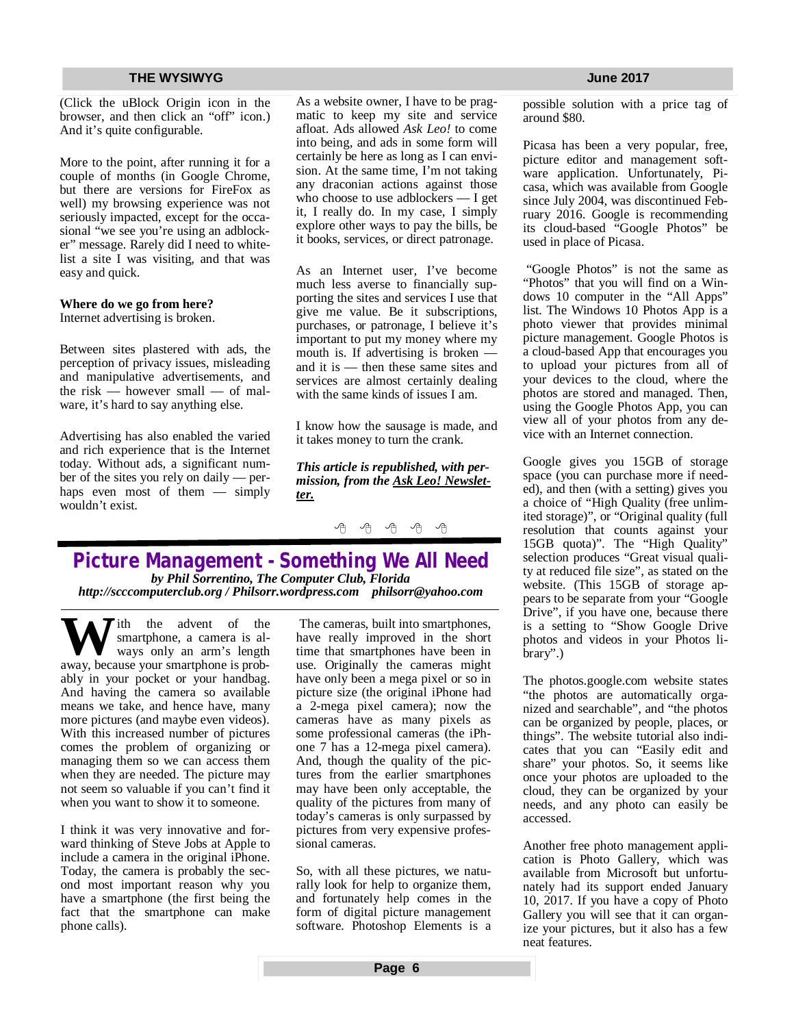(Click the uBlock Origin icon in the browser, and then click an “off” icon.) And it’s quite configurable.

More to the point, after running it for a couple of months (in Google Chrome, but there are versions for FireFox as well) my browsing experience was not seriously impacted, except for the occasional “we see you’re using an adblocker” message. Rarely did I need to whitelist a site I was visiting, and that was easy and quick.

**Where do we go from here?**
Internet advertising is broken.

Between sites plastered with ads, the perception of privacy issues, misleading and manipulative advertisements, and the risk — however small — of malware, it’s hard to say anything else.

Advertising has also enabled the varied and rich experience that is the Internet today. Without ads, a significant number of the sites you rely on daily — perhaps even most of them — simply wouldn’t exist.

As a website owner, I have to be pragmatic to keep my site and service afloat. Ads allowed *Ask Leo!* to come into being, and ads in some form will certainly be here as long as I can envision. At the same time, I’m not taking any draconian actions against those who choose to use adblockers — I get it, I really do. In my case, I simply explore other ways to pay the bills, be it books, services, or direct patronage.

As an Internet user, I’ve become much less averse to financially supporting the sites and services I use that give me value. Be it subscriptions, purchases, or patronage, I believe it’s important to put my money where my mouth is. If advertising is broken — and it is — then these same sites and services are almost certainly dealing with the same kinds of issues I am.

I know how the sausage is made, and it takes money to turn the crank.

***This article is republished, with permission, from the Ask Leo! Newsletter.***

## Picture Management - Something We All Need

***by Phil Sorrentino, The Computer Club, Florida***
***http://scccomputerclub.org / Philsorr.wordpress.com philsorr@yahoo.com***

With the advent of the smartphone, a camera is always only an arm’s length away, because your smartphone is probably in your pocket or your handbag. And having the camera so available means we take, and hence have, many more pictures (and maybe even videos). With this increased number of pictures comes the problem of organizing or managing them so we can access them when they are needed. The picture may not seem so valuable if you can’t find it when you want to show it to someone.

I think it was very innovative and forward thinking of Steve Jobs at Apple to include a camera in the original iPhone. Today, the camera is probably the second most important reason why you have a smartphone (the first being the fact that the smartphone can make phone calls).

The cameras, built into smartphones, have really improved in the short time that smartphones have been in use. Originally the cameras might have only been a mega pixel or so in picture size (the original iPhone had a 2-mega pixel camera); now the cameras have as many pixels as some professional cameras (the iPhone 7 has a 12-mega pixel camera). And, though the quality of the pictures from the earlier smartphones may have been only acceptable, the quality of the pictures from many of today’s cameras is only surpassed by pictures from very expensive professional cameras.

So, with all these pictures, we naturally look for help to organize them, and fortunately help comes in the form of digital picture management software. Photoshop Elements is a possible solution with a price tag of around $80.

Picasa has been a very popular, free, picture editor and management software application. Unfortunately, Picasa, which was available from Google since July 2004, was discontinued February 2016. Google is recommending its cloud-based “Google Photos” be used in place of Picasa.

“Google Photos” is not the same as “Photos” that you will find on a Windows 10 computer in the “All Apps” list. The Windows 10 Photos App is a photo viewer that provides minimal picture management. Google Photos is a cloud-based App that encourages you to upload your pictures from all of your devices to the cloud, where the photos are stored and managed. Then, using the Google Photos App, you can view all of your photos from any device with an Internet connection.

Google gives you 15GB of storage space (you can purchase more if needed), and then (with a setting) gives you a choice of “High Quality (free unlimited storage)”, or “Original quality (full resolution that counts against your 15GB quota)”. The “High Quality” selection produces “Great visual quality at reduced file size”, as stated on the website. (This 15GB of storage appears to be separate from your “Google Drive”, if you have one, because there is a setting to “Show Google Drive photos and videos in your Photos library”.)

The photos.google.com website states “the photos are automatically organized and searchable”, and “the photos can be organized by people, places, or things”. The website tutorial also indicates that you can “Easily edit and share” your photos. So, it seems like once your photos are uploaded to the cloud, they can be organized by your needs, and any photo can easily be accessed.

Another free photo management application is Photo Gallery, which was available from Microsoft but unfortunately had its support ended January 10, 2017. If you have a copy of Photo Gallery you will see that it can organize your pictures, but it also has a few neat features.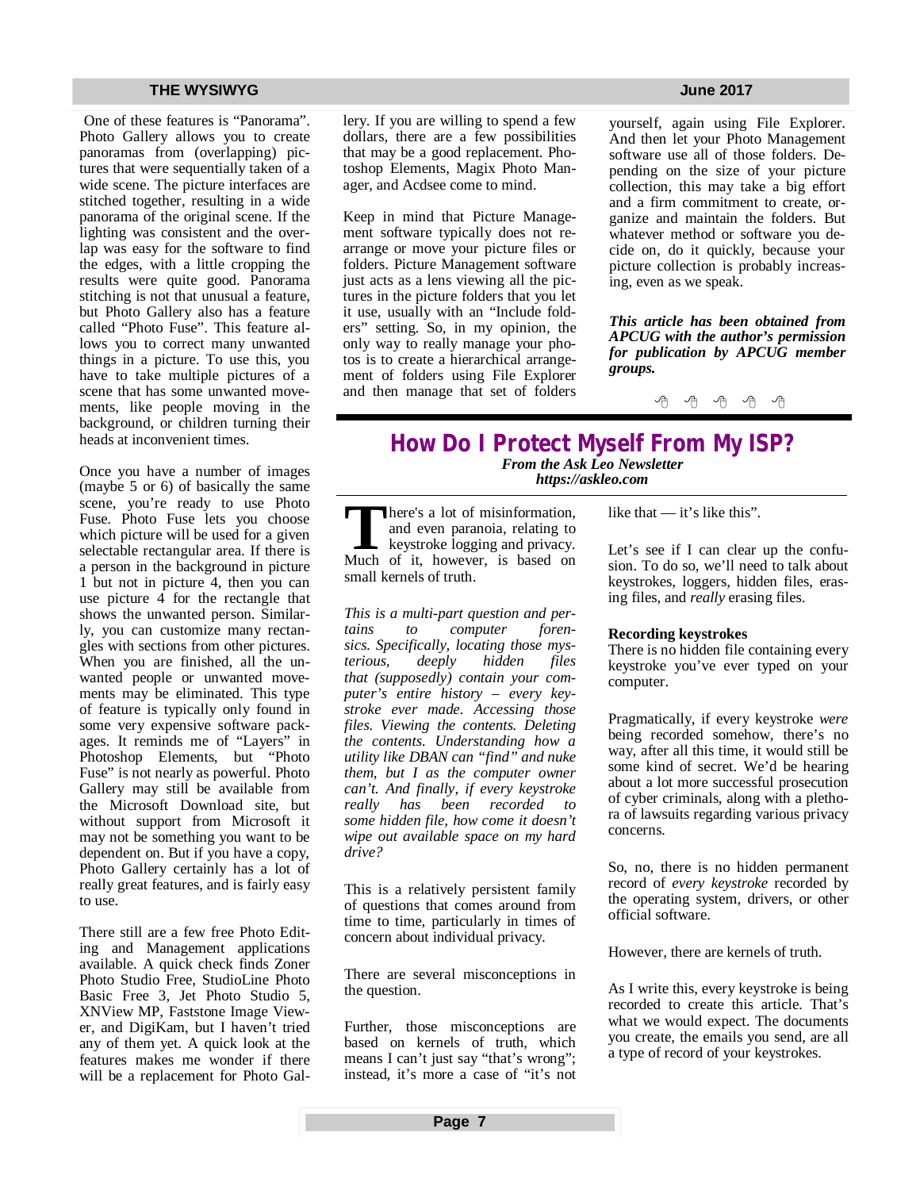One of these features is "Panorama". Photo Gallery allows you to create panoramas from (overlapping) pictures that were sequentially taken of a wide scene. The picture interfaces are stitched together, resulting in a wide panorama of the original scene. If the lighting was consistent and the overlap was easy for the software to find the edges, with a little cropping the results were quite good. Panorama stitching is not that unusual a feature, but Photo Gallery also has a feature called "Photo Fuse". This feature allows you to correct many unwanted things in a picture. To use this, you have to take multiple pictures of a scene that has some unwanted movements, like people moving in the background, or children turning their heads at inconvenient times.

Once you have a number of images (maybe 5 or 6) of basically the same scene, you're ready to use Photo Fuse. Photo Fuse lets you choose which picture will be used for a given selectable rectangular area. If there is a person in the background in picture 1 but not in picture 4, then you can use picture 4 for the rectangle that shows the unwanted person. Similarly, you can customize many rectangles with sections from other pictures. When you are finished, all the unwanted people or unwanted movements may be eliminated. This type of feature is typically only found in some very expensive software packages. It reminds me of "Layers" in Photoshop Elements, but "Photo Fuse" is not nearly as powerful. Photo Gallery may still be available from the Microsoft Download site, but without support from Microsoft it may not be something you want to be dependent on. But if you have a copy, Photo Gallery certainly has a lot of really great features, and is fairly easy to use.

There still are a few free Photo Editing and Management applications available. A quick check finds Zoner Photo Studio Free, StudioLine Photo Basic Free 3, Jet Photo Studio 5, XNView MP, Faststone Image Viewer, and DigiKam, but I haven't tried any of them yet. A quick look at the features makes me wonder if there will be a replacement for Photo Gallery. If you are willing to spend a few dollars, there are a few possibilities that may be a good replacement. Photoshop Elements, Magix Photo Manager, and Acdsee come to mind.

Keep in mind that Picture Management software typically does not rearrange or move your picture files or folders. Picture Management software just acts as a lens viewing all the pictures in the picture folders that you let it use, usually with an "Include folders" setting. So, in my opinion, the only way to really manage your photos is to create a hierarchical arrangement of folders using File Explorer and then manage that set of folders yourself, again using File Explorer. And then let your Photo Management software use all of those folders. Depending on the size of your picture collection, this may take a big effort and a firm commitment to create, organize and maintain the folders. But whatever method or software you decide on, do it quickly, because your picture collection is probably increasing, even as we speak.

***This article has been obtained from APCUG with the author's permission for publication by APCUG member groups.***

## How Do I Protect Myself From My ISP?

***From the Ask Leo Newsletter***
***https://askleo.com***

There's a lot of misinformation, and even paranoia, relating to keystroke logging and privacy. Much of it, however, is based on small kernels of truth.

*This is a multi-part question and pertains to computer forensics. Specifically, locating those mysterious, deeply hidden files that (supposedly) contain your computer's entire history – every keystroke ever made. Accessing those files. Viewing the contents. Deleting the contents. Understanding how a utility like DBAN can "find" and nuke them, but I as the computer owner can't. And finally, if every keystroke really has been recorded to some hidden file, how come it doesn't wipe out available space on my hard drive?*

This is a relatively persistent family of questions that comes around from time to time, particularly in times of concern about individual privacy.

There are several misconceptions in the question.

Further, those misconceptions are based on kernels of truth, which means I can't just say "that's wrong"; instead, it's more a case of "it's not like that — it's like this".

Let's see if I can clear up the confusion. To do so, we'll need to talk about keystrokes, loggers, hidden files, erasing files, and *really* erasing files.

**Recording keystrokes**

There is no hidden file containing every keystroke you've ever typed on your computer.

Pragmatically, if every keystroke *were* being recorded somehow, there's no way, after all this time, it would still be some kind of secret. We'd be hearing about a lot more successful prosecution of cyber criminals, along with a plethora of lawsuits regarding various privacy concerns.

So, no, there is no hidden permanent record of *every keystroke* recorded by the operating system, drivers, or other official software.

However, there are kernels of truth.

As I write this, every keystroke is being recorded to create this article. That's what we would expect. The documents you create, the emails you send, are all a type of record of your keystrokes.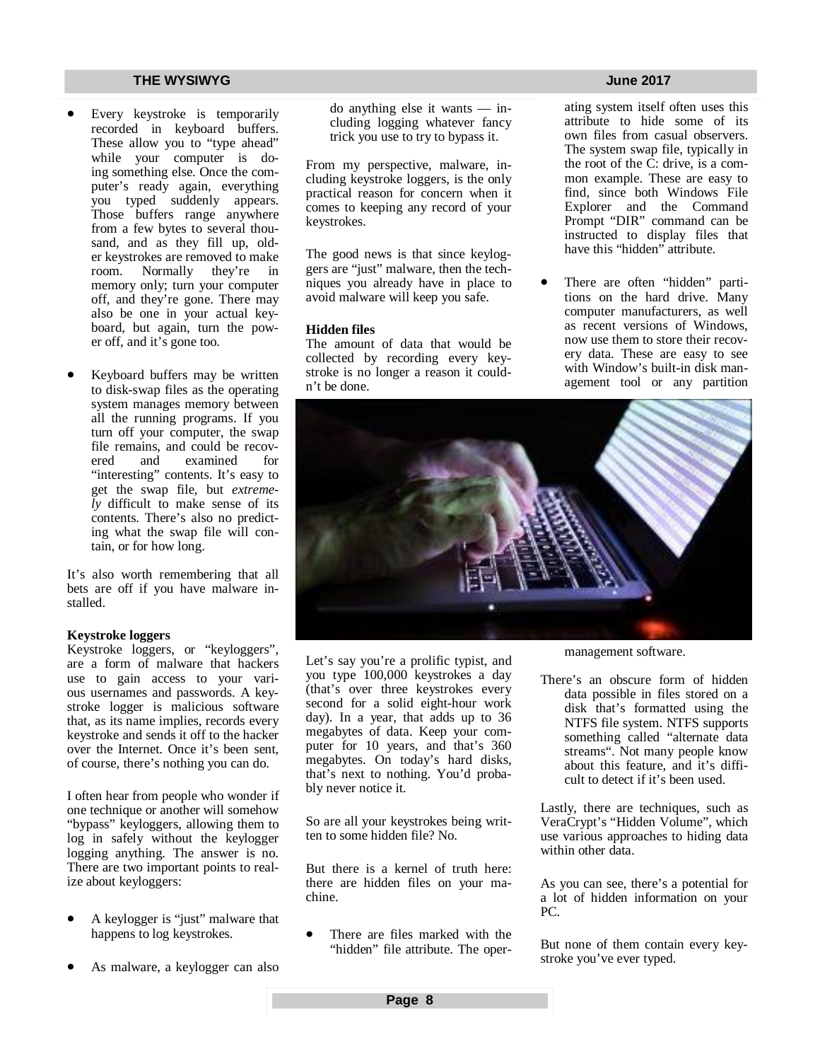- Every keystroke is temporarily recorded in keyboard buffers. These allow you to "type ahead" while your computer is doing something else. Once the computer's ready again, everything you typed suddenly appears. Those buffers range anywhere from a few bytes to several thousand, and as they fill up, older keystrokes are removed to make room. Normally they're in memory only; turn your computer off, and they're gone. There may also be one in your actual keyboard, but again, turn the power off, and it's gone too.

- Keyboard buffers may be written to disk-swap files as the operating system manages memory between all the running programs. If you turn off your computer, the swap file remains, and could be recovered and examined for "interesting" contents. It's easy to get the swap file, but *extremely* difficult to make sense of its contents. There's also no predicting what the swap file will contain, or for how long.

It's also worth remembering that all bets are off if you have malware installed.

**Keystroke loggers**

Keystroke loggers, or "keyloggers", are a form of malware that hackers use to gain access to your various usernames and passwords. A keystroke logger is malicious software that, as its name implies, records every keystroke and sends it off to the hacker over the Internet. Once it's been sent, of course, there's nothing you can do.

I often hear from people who wonder if one technique or another will somehow "bypass" keyloggers, allowing them to log in safely without the keylogger logging anything. The answer is no. There are two important points to realize about keyloggers:

- A keylogger is "just" malware that happens to log keystrokes.

- As malware, a keylogger can also do anything else it wants — including logging whatever fancy trick you use to try to bypass it.

From my perspective, malware, including keystroke loggers, is the only practical reason for concern when it comes to keeping any record of your keystrokes.

The good news is that since keyloggers are "just" malware, then the techniques you already have in place to avoid malware will keep you safe.

**Hidden files**

The amount of data that would be collected by recording every keystroke is no longer a reason it couldn't be done.

Let's say you're a prolific typist, and you type 100,000 keystrokes a day (that's over three keystrokes every second for a solid eight-hour work day). In a year, that adds up to 36 megabytes of data. Keep your computer for 10 years, and that's 360 megabytes. On today's hard disks, that's next to nothing. You'd probably never notice it.

So are all your keystrokes being written to some hidden file? No.

But there is a kernel of truth here: there are hidden files on your machine.

- There are files marked with the "hidden" file attribute. The operating system itself often uses this attribute to hide some of its own files from casual observers. The system swap file, typically in the root of the C: drive, is a common example. These are easy to find, since both Windows File Explorer and the Command Prompt "DIR" command can be instructed to display files that have this "hidden" attribute.

- There are often "hidden" partitions on the hard drive. Many computer manufacturers, as well as recent versions of Windows, now use them to store their recovery data. These are easy to see with Window's built-in disk management tool or any partition management software.

- There's an obscure form of hidden data possible in files stored on a disk that's formatted using the NTFS file system. NTFS supports something called "alternate data streams". Not many people know about this feature, and it's difficult to detect if it's been used.

Lastly, there are techniques, such as VeraCrypt's "Hidden Volume", which use various approaches to hiding data within other data.

As you can see, there's a potential for a lot of hidden information on your PC.

But none of them contain every keystroke you've ever typed.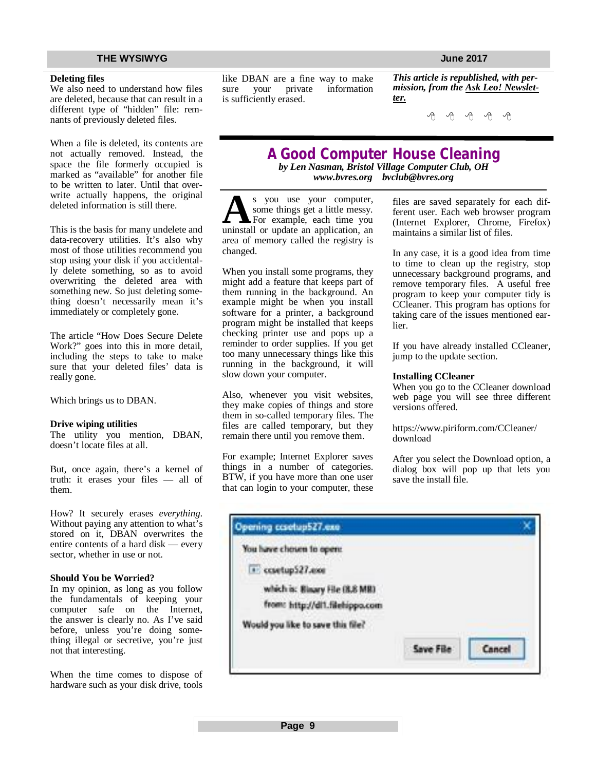**Deleting files**

We also need to understand how files are deleted, because that can result in a different type of "hidden" file: remnants of previously deleted files.

When a file is deleted, its contents are not actually removed. Instead, the space the file formerly occupied is marked as "available" for another file to be written to later. Until that overwrite actually happens, the original deleted information is still there.

This is the basis for many undelete and data-recovery utilities. It's also why most of those utilities recommend you stop using your disk if you accidentally delete something, so as to avoid overwriting the deleted area with something new. So just deleting something doesn't necessarily mean it's immediately or completely gone.

The article "How Does Secure Delete Work?" goes into this in more detail, including the steps to take to make sure that your deleted files' data is really gone.

Which brings us to DBAN.

**Drive wiping utilities**

The utility you mention, DBAN, doesn't locate files at all.

But, once again, there's a kernel of truth: it erases your files — all of them.

How? It securely erases *everything*. Without paying any attention to what's stored on it, DBAN overwrites the entire contents of a hard disk — every sector, whether in use or not.

**Should You be Worried?**

In my opinion, as long as you follow the fundamentals of keeping your computer safe on the Internet, the answer is clearly no. As I've said before, unless you're doing something illegal or secretive, you're just not that interesting.

When the time comes to dispose of hardware such as your disk drive, tools like DBAN are a fine way to make sure your private information is sufficiently erased.

***This article is republished, with permission, from the Ask Leo! Newsletter.***

# A Good Computer House Cleaning

***by Len Nasman, Bristol Village Computer Club, OH***
***www.bvres.org bvclub@bvres.org***

As you use your computer, some things get a little messy. For example, each time you uninstall or update an application, an area of memory called the registry is changed.

When you install some programs, they might add a feature that keeps part of them running in the background. An example might be when you install software for a printer, a background program might be installed that keeps checking printer use and pops up a reminder to order supplies. If you get too many unnecessary things like this running in the background, it will slow down your computer.

Also, whenever you visit websites, they make copies of things and store them in so-called temporary files. The files are called temporary, but they remain there until you remove them.

For example; Internet Explorer saves things in a number of categories. BTW, if you have more than one user that can login to your computer, these files are saved separately for each different user. Each web browser program (Internet Explorer, Chrome, Firefox) maintains a similar list of files.

In any case, it is a good idea from time to time to clean up the registry, stop unnecessary background programs, and remove temporary files. A useful free program to keep your computer tidy is CCleaner. This program has options for taking care of the issues mentioned earlier.

If you have already installed CCleaner, jump to the update section.

**Installing CCleaner**

When you go to the CCleaner download web page you will see three different versions offered.

https://www.piriform.com/CCleaner/download

After you select the Download option, a dialog box will pop up that lets you save the install file.

Opening ccsetup527.exe

You have chosen to open:

ccsetup527.exe

which is: Binary File (8.8 MB)

from: http://dl1.filehippo.com

Would you like to save this file?

Save File | Cancel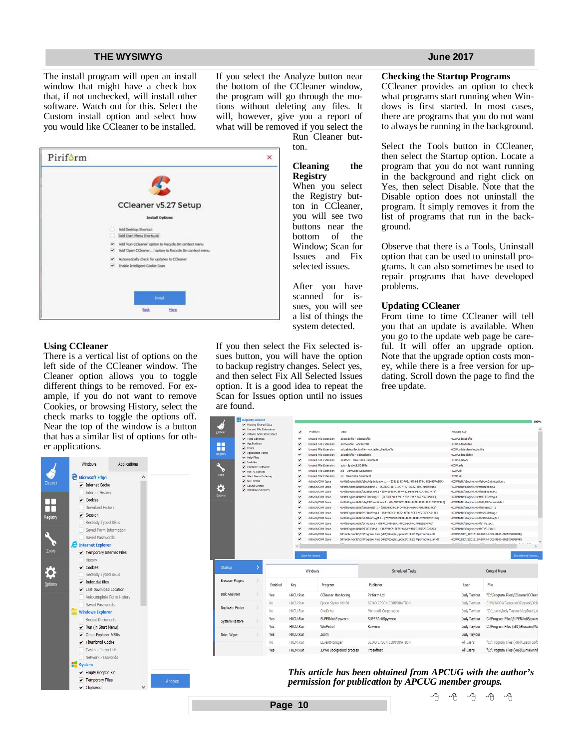The install program will open an install window that might have a check box that, if not unchecked, will install other software. Watch out for this. Select the Custom install option and select how you would like CCleaner to be installed.

## Using CCleaner

There is a vertical list of options on the left side of the CCleaner window. The Cleaner option allows you to toggle different things to be removed. For example, if you do not want to remove Cookies, or browsing History, select the check marks to toggle the options off. Near the top of the window is a button that has a similar list of options for other applications.

If you select the Analyze button near the bottom of the CCleaner window, the program will go through the motions without deleting any files. It will, however, give you a report of what will be removed if you select the Run Cleaner button.

## Cleaning the Registry

When you select the Registry button in CCleaner, you will see two buttons near the bottom of the Window; Scan for Issues and Fix selected issues.

After you have scanned for issues, you will see a list of things the system detected.

If you then select the Fix selected issues button, you will have the option to backup registry changes. Select yes, and then select Fix All Selected Issues option. It is a good idea to repeat the Scan for Issues option until no issues are found.

## Checking the Startup Programs

CCleaner provides an option to check what programs start running when Windows is first started. In most cases, there are programs that you do not want to always be running in the background.

Select the Tools button in CCleaner, then select the Startup option. Locate a program that you do not want running in the background and right click on Yes, then select Disable. Note that the Disable option does not uninstall the program. It simply removes it from the list of programs that run in the background.

Observe that there is a Tools, Uninstall option that can be used to uninstall programs. It can also sometimes be used to repair programs that have developed problems.

## Updating CCleaner

From time to time CCleaner will tell you that an update is available. When you go to the update web page be careful. It will offer an upgrade option. Note that the upgrade option costs money, while there is a free version for updating. Scroll down the page to find the free update.

***This article has been obtained from APCUG with the author's permission for publication by APCUG member groups.***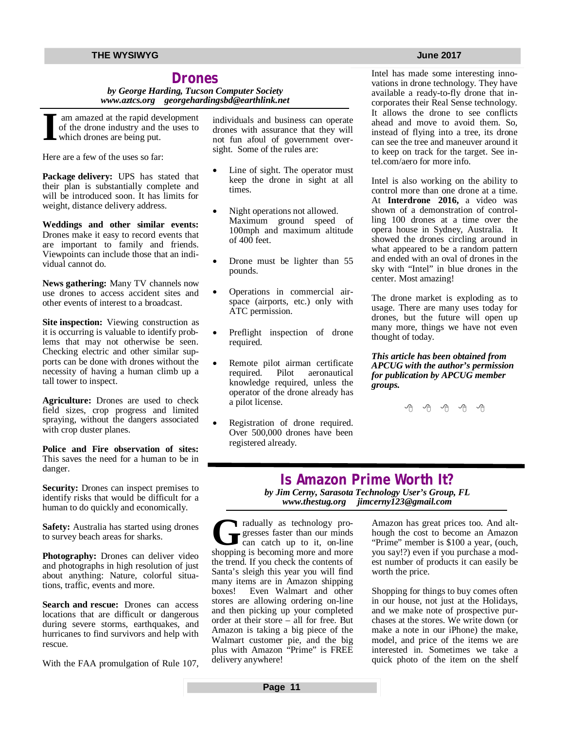## Drones

*by George Harding, Tucson Computer Society*
*www.aztcs.org georgehardingsbd@earthlink.net*

I am amazed at the rapid development of the drone industry and the uses to which drones are being put.

Here are a few of the uses so far:

**Package delivery:** UPS has stated that their plan is substantially complete and will be introduced soon. It has limits for weight, distance delivery address.

**Weddings and other similar events:** Drones make it easy to record events that are important to family and friends. Viewpoints can include those that an individual cannot do.

**News gathering:** Many TV channels now use drones to access accident sites and other events of interest to a broadcast.

**Site inspection:** Viewing construction as it is occurring is valuable to identify problems that may not otherwise be seen. Checking electric and other similar supports can be done with drones without the necessity of having a human climb up a tall tower to inspect.

**Agriculture:** Drones are used to check field sizes, crop progress and limited spraying, without the dangers associated with crop duster planes.

**Police and Fire observation of sites:** This saves the need for a human to be in danger.

**Security:** Drones can inspect premises to identify risks that would be difficult for a human to do quickly and economically.

**Safety:** Australia has started using drones to survey beach areas for sharks.

**Photography:** Drones can deliver video and photographs in high resolution of just about anything: Nature, colorful situations, traffic, events and more.

**Search and rescue:** Drones can access locations that are difficult or dangerous during severe storms, earthquakes, and hurricanes to find survivors and help with rescue.

With the FAA promulgation of Rule 107, individuals and business can operate drones with assurance that they will not fun afoul of government oversight. Some of the rules are:

- Line of sight. The operator must keep the drone in sight at all times.
- Night operations not allowed. Maximum ground speed of 100mph and maximum altitude of 400 feet.
- Drone must be lighter than 55 pounds.
- Operations in commercial airspace (airports, etc.) only with ATC permission.
- Preflight inspection of drone required.
- Remote pilot airman certificate required. Pilot aeronautical knowledge required, unless the operator of the drone already has a pilot license.
- Registration of drone required. Over 500,000 drones have been registered already.

Intel has made some interesting innovations in drone technology. They have available a ready-to-fly drone that incorporates their Real Sense technology. It allows the drone to see conflicts ahead and move to avoid them. So, instead of flying into a tree, its drone can see the tree and maneuver around it to keep on track for the target. See intel.com/aero for more info.

Intel is also working on the ability to control more than one drone at a time. At **Interdrone 2016,** a video was shown of a demonstration of controlling 100 drones at a time over the opera house in Sydney, Australia. It showed the drones circling around in what appeared to be a random pattern and ended with an oval of drones in the sky with “Intel” in blue drones in the center. Most amazing!

The drone market is exploding as to usage. There are many uses today for drones, but the future will open up many more, things we have not even thought of today.

***This article has been obtained from APCUG with the author’s permission for publication by APCUG member groups.***

## Is Amazon Prime Worth It?

*by Jim Cerny, Sarasota Technology User’s Group, FL*
*www.thestug.org jimcerny123@gmail.com*

Gradually as technology progresses faster than our minds can catch up to it, on-line shopping is becoming more and more the trend. If you check the contents of Santa’s sleigh this year you will find many items are in Amazon shipping boxes! Even Walmart and other stores are allowing ordering on-line and then picking up your completed order at their store – all for free. But Amazon is taking a big piece of the Walmart customer pie, and the big plus with Amazon “Prime” is FREE delivery anywhere!

Amazon has great prices too. And although the cost to become an Amazon “Prime” member is $100 a year, (ouch, you say!?) even if you purchase a modest number of products it can easily be worth the price.

Shopping for things to buy comes often in our house, not just at the Holidays, and we make note of prospective purchases at the stores. We write down (or make a note in our iPhone) the make, model, and price of the items we are interested in. Sometimes we take a quick photo of the item on the shelf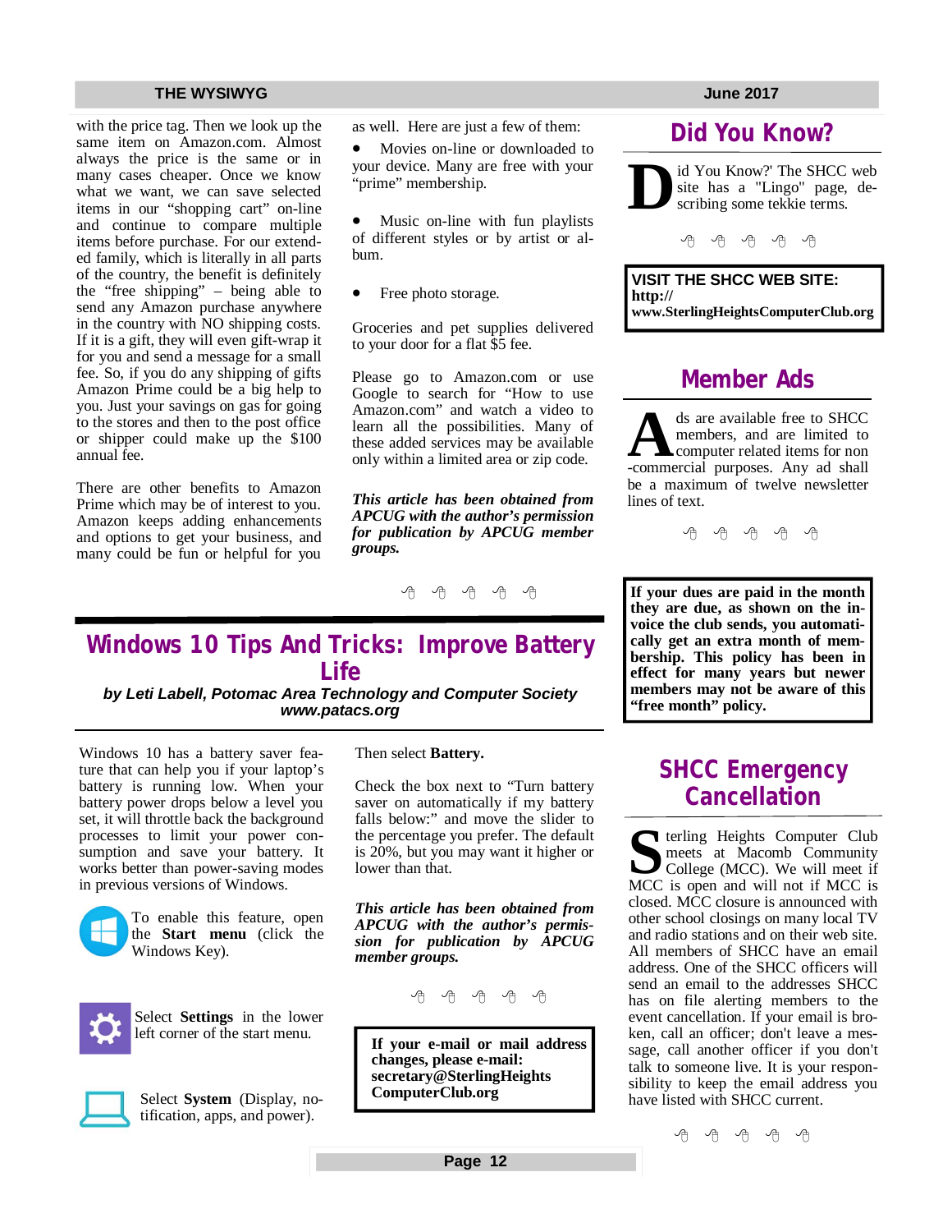with the price tag. Then we look up the same item on Amazon.com. Almost always the price is the same or in many cases cheaper. Once we know what we want, we can save selected items in our "shopping cart" on-line and continue to compare multiple items before purchase. For our extended family, which is literally in all parts of the country, the benefit is definitely the "free shipping" – being able to send any Amazon purchase anywhere in the country with NO shipping costs. If it is a gift, they will even gift-wrap it for you and send a message for a small fee. So, if you do any shipping of gifts Amazon Prime could be a big help to you. Just your savings on gas for going to the stores and then to the post office or shipper could make up the $100 annual fee.

There are other benefits to Amazon Prime which may be of interest to you. Amazon keeps adding enhancements and options to get your business, and many could be fun or helpful for you as well. Here are just a few of them:

- Movies on-line or downloaded to your device. Many are free with your "prime" membership.
- Music on-line with fun playlists of different styles or by artist or album.
- Free photo storage.

Groceries and pet supplies delivered to your door for a flat $5 fee.

Please go to Amazon.com or use Google to search for "How to use Amazon.com" and watch a video to learn all the possibilities. Many of these added services may be available only within a limited area or zip code.

***This article has been obtained from APCUG with the author's permission for publication by APCUG member groups.***

## Windows 10 Tips And Tricks: Improve Battery Life

***by Leti Labell, Potomac Area Technology and Computer Society www.patacs.org***

Windows 10 has a battery saver feature that can help you if your laptop's battery is running low. When your battery power drops below a level you set, it will throttle back the background processes to limit your power consumption and save your battery. It works better than power-saving modes in previous versions of Windows.

To enable this feature, open the **Start menu** (click the Windows Key).

Select **Settings** in the lower left corner of the start menu.

Select **System** (Display, notification, apps, and power).

Then select **Battery.**

Check the box next to "Turn battery saver on automatically if my battery falls below:" and move the slider to the percentage you prefer. The default is 20%, but you may want it higher or lower than that.

***This article has been obtained from APCUG with the author's permission for publication by APCUG member groups.***

**If your e-mail or mail address changes, please e-mail: secretary@SterlingHeightsComputerClub.org**

## Did You Know?

Did You Know?' The SHCC web site has a "Lingo" page, describing some tekkie terms.

**VISIT THE SHCC WEB SITE: http:// www.SterlingHeightsComputerClub.org**

## Member Ads

Ads are available free to SHCC members, and are limited to computer related items for non-commercial purposes. Any ad shall be a maximum of twelve newsletter lines of text.

**If your dues are paid in the month they are due, as shown on the invoice the club sends, you automatically get an extra month of membership. This policy has been in effect for many years but newer members may not be aware of this "free month" policy.**

## SHCC Emergency Cancellation

Sterling Heights Computer Club meets at Macomb Community College (MCC). We will meet if MCC is open and will not if MCC is closed. MCC closure is announced with other school closings on many local TV and radio stations and on their web site. All members of SHCC have an email address. One of the SHCC officers will send an email to the addresses SHCC has on file alerting members to the event cancellation. If your email is broken, call an officer; don't leave a message, call another officer if you don't talk to someone live. It is your responsibility to keep the email address you have listed with SHCC current.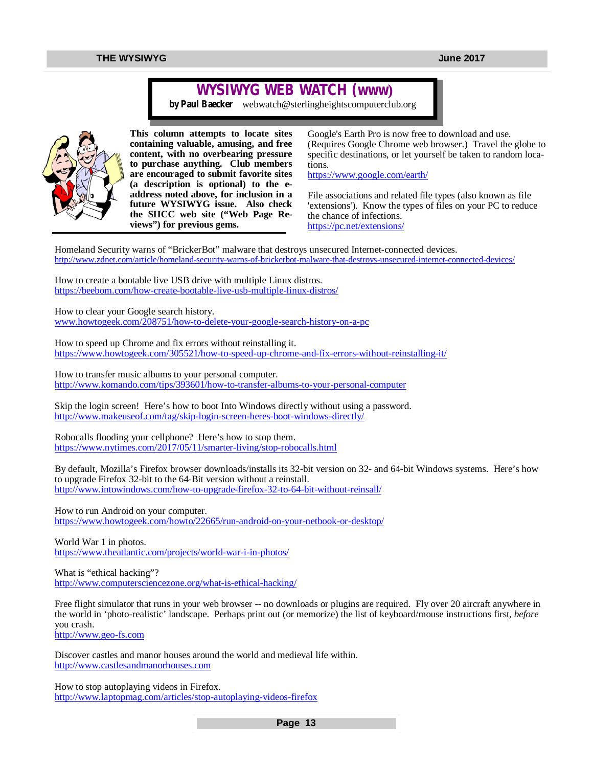# WYSIWYG WEB WATCH (www)

**by Paul Baecker** webwatch@sterlingheightscomputerclub.org

**This column attempts to locate sites containing valuable, amusing, and free content, with no overbearing pressure to purchase anything. Club members are encouraged to submit favorite sites (a description is optional) to the e-address noted above, for inclusion in a future WYSIWYG issue. Also check the SHCC web site ("Web Page Reviews") for previous gems.**

Google's Earth Pro is now free to download and use. (Requires Google Chrome web browser.) Travel the globe to specific destinations, or let yourself be taken to random locations.
https://www.google.com/earth/

File associations and related file types (also known as file 'extensions'). Know the types of files on your PC to reduce the chance of infections.
https://pc.net/extensions/

Homeland Security warns of "BrickerBot" malware that destroys unsecured Internet-connected devices.
http://www.zdnet.com/article/homeland-security-warns-of-brickerbot-malware-that-destroys-unsecured-internet-connected-devices/

How to create a bootable live USB drive with multiple Linux distros.
https://beebom.com/how-create-bootable-live-usb-multiple-linux-distros/

How to clear your Google search history.
www.howtogeek.com/208751/how-to-delete-your-google-search-history-on-a-pc

How to speed up Chrome and fix errors without reinstalling it.
https://www.howtogeek.com/305521/how-to-speed-up-chrome-and-fix-errors-without-reinstalling-it/

How to transfer music albums to your personal computer.
http://www.komando.com/tips/393601/how-to-transfer-albums-to-your-personal-computer

Skip the login screen! Here's how to boot Into Windows directly without using a password.
http://www.makeuseof.com/tag/skip-login-screen-heres-boot-windows-directly/

Robocalls flooding your cellphone? Here's how to stop them.
https://www.nytimes.com/2017/05/11/smarter-living/stop-robocalls.html

By default, Mozilla's Firefox browser downloads/installs its 32-bit version on 32- and 64-bit Windows systems. Here's how to upgrade Firefox 32-bit to the 64-Bit version without a reinstall.
http://www.intowindows.com/how-to-upgrade-firefox-32-to-64-bit-without-reinsall/

How to run Android on your computer.
https://www.howtogeek.com/howto/22665/run-android-on-your-netbook-or-desktop/

World War 1 in photos.
https://www.theatlantic.com/projects/world-war-i-in-photos/

What is "ethical hacking"?
http://www.computersciencezone.org/what-is-ethical-hacking/

Free flight simulator that runs in your web browser -- no downloads or plugins are required. Fly over 20 aircraft anywhere in the world in 'photo-realistic' landscape. Perhaps print out (or memorize) the list of keyboard/mouse instructions first, *before* you crash.
http://www.geo-fs.com

Discover castles and manor houses around the world and medieval life within.
http://www.castlesandmanorhouses.com

How to stop autoplaying videos in Firefox.
http://www.laptopmag.com/articles/stop-autoplaying-videos-firefox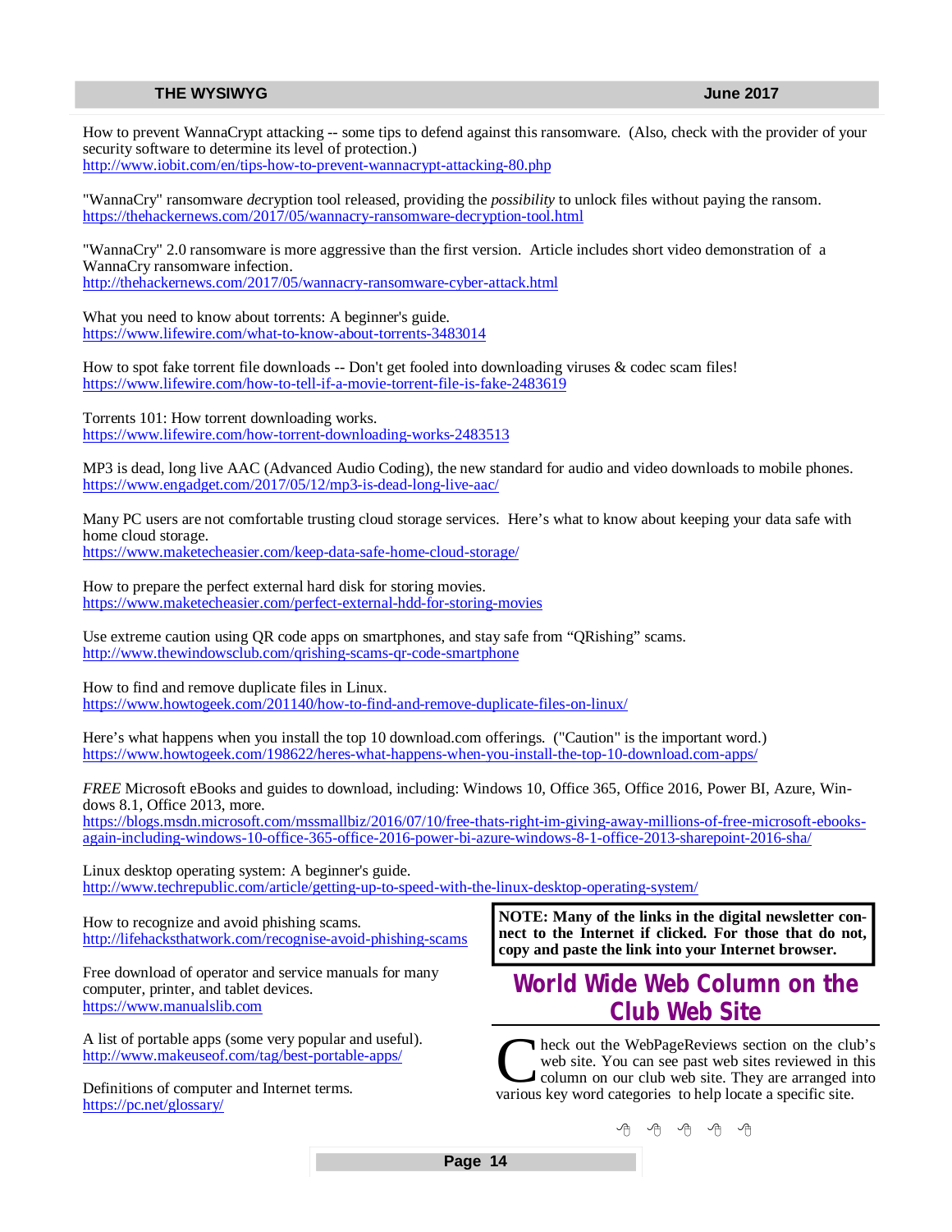How to prevent WannaCrypt attacking -- some tips to defend against this ransomware. (Also, check with the provider of your security software to determine its level of protection.)
http://www.iobit.com/en/tips-how-to-prevent-wannacrypt-attacking-80.php

"WannaCry" ransomware *de*cryption tool released, providing the *possibility* to unlock files without paying the ransom.
https://thehackernews.com/2017/05/wannacry-ransomware-decryption-tool.html

"WannaCry" 2.0 ransomware is more aggressive than the first version. Article includes short video demonstration of a WannaCry ransomware infection.
http://thehackernews.com/2017/05/wannacry-ransomware-cyber-attack.html

What you need to know about torrents: A beginner's guide.
https://www.lifewire.com/what-to-know-about-torrents-3483014

How to spot fake torrent file downloads -- Don't get fooled into downloading viruses & codec scam files!
https://www.lifewire.com/how-to-tell-if-a-movie-torrent-file-is-fake-2483619

Torrents 101: How torrent downloading works.
https://www.lifewire.com/how-torrent-downloading-works-2483513

MP3 is dead, long live AAC (Advanced Audio Coding), the new standard for audio and video downloads to mobile phones.
https://www.engadget.com/2017/05/12/mp3-is-dead-long-live-aac/

Many PC users are not comfortable trusting cloud storage services. Here's what to know about keeping your data safe with home cloud storage.
https://www.maketecheasier.com/keep-data-safe-home-cloud-storage/

How to prepare the perfect external hard disk for storing movies.
https://www.maketecheasier.com/perfect-external-hdd-for-storing-movies

Use extreme caution using QR code apps on smartphones, and stay safe from "QRishing" scams.
http://www.thewindowsclub.com/qrishing-scams-qr-code-smartphone

How to find and remove duplicate files in Linux.
https://www.howtogeek.com/201140/how-to-find-and-remove-duplicate-files-on-linux/

Here's what happens when you install the top 10 download.com offerings. ("Caution" is the important word.)
https://www.howtogeek.com/198622/heres-what-happens-when-you-install-the-top-10-download.com-apps/

*FREE* Microsoft eBooks and guides to download, including: Windows 10, Office 365, Office 2016, Power BI, Azure, Windows 8.1, Office 2013, more.
https://blogs.msdn.microsoft.com/mssmallbiz/2016/07/10/free-thats-right-im-giving-away-millions-of-free-microsoft-ebooks-again-including-windows-10-office-365-office-2016-power-bi-azure-windows-8-1-office-2013-sharepoint-2016-sha/

Linux desktop operating system: A beginner's guide.
http://www.techrepublic.com/article/getting-up-to-speed-with-the-linux-desktop-operating-system/

How to recognize and avoid phishing scams.
http://lifehacksthatwork.com/recognise-avoid-phishing-scams

Free download of operator and service manuals for many computer, printer, and tablet devices.
https://www.manualslib.com

A list of portable apps (some very popular and useful).
http://www.makeuseof.com/tag/best-portable-apps/

Definitions of computer and Internet terms.
https://pc.net/glossary/

**NOTE: Many of the links in the digital newsletter connect to the Internet if clicked. For those that do not, copy and paste the link into your Internet browser.**

## World Wide Web Column on the Club Web Site

Check out the WebPageReviews section on the club's web site. You can see past web sites reviewed in this column on our club web site. They are arranged into various key word categories to help locate a specific site.